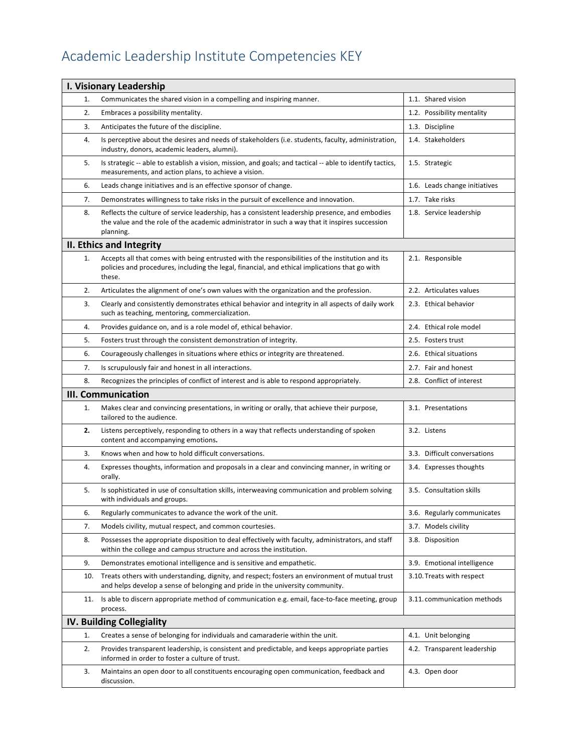# Academic Leadership Institute Competencies KEY

| I. Visionary Leadership | | |
|---|---|---|
| 1. | Communicates the shared vision in a compelling and inspiring manner. | 1.1. Shared vision |
| 2. | Embraces a possibility mentality. | 1.2. Possibility mentality |
| 3. | Anticipates the future of the discipline. | 1.3. Discipline |
| 4. | Is perceptive about the desires and needs of stakeholders (i.e. students, faculty, administration, industry, donors, academic leaders, alumni). | 1.4. Stakeholders |
| 5. | Is strategic -- able to establish a vision, mission, and goals; and tactical -- able to identify tactics, measurements, and action plans, to achieve a vision. | 1.5. Strategic |
| 6. | Leads change initiatives and is an effective sponsor of change. | 1.6. Leads change initiatives |
| 7. | Demonstrates willingness to take risks in the pursuit of excellence and innovation. | 1.7. Take risks |
| 8. | Reflects the culture of service leadership, has a consistent leadership presence, and embodies the value and the role of the academic administrator in such a way that it inspires succession planning. | 1.8. Service leadership |
| **II. Ethics and Integrity** | | |
| 1. | Accepts all that comes with being entrusted with the responsibilities of the institution and its policies and procedures, including the legal, financial, and ethical implications that go with these. | 2.1. Responsible |
| 2. | Articulates the alignment of one's own values with the organization and the profession. | 2.2. Articulates values |
| 3. | Clearly and consistently demonstrates ethical behavior and integrity in all aspects of daily work such as teaching, mentoring, commercialization. | 2.3. Ethical behavior |
| 4. | Provides guidance on, and is a role model of, ethical behavior. | 2.4. Ethical role model |
| 5. | Fosters trust through the consistent demonstration of integrity. | 2.5. Fosters trust |
| 6. | Courageously challenges in situations where ethics or integrity are threatened. | 2.6. Ethical situations |
| 7. | Is scrupulously fair and honest in all interactions. | 2.7. Fair and honest |
| 8. | Recognizes the principles of conflict of interest and is able to respond appropriately. | 2.8. Conflict of interest |
| **III. Communication** | | |
| 1. | Makes clear and convincing presentations, in writing or orally, that achieve their purpose, tailored to the audience. | 3.1. Presentations |
| **2.** | Listens perceptively, responding to others in a way that reflects understanding of spoken content and accompanying emotions**.** | 3.2. Listens |
| 3. | Knows when and how to hold difficult conversations. | 3.3. Difficult conversations |
| 4. | Expresses thoughts, information and proposals in a clear and convincing manner, in writing or orally. | 3.4. Expresses thoughts |
| 5. | Is sophisticated in use of consultation skills, interweaving communication and problem solving with individuals and groups. | 3.5. Consultation skills |
| 6. | Regularly communicates to advance the work of the unit. | 3.6. Regularly communicates |
| 7. | Models civility, mutual respect, and common courtesies. | 3.7. Models civility |
| 8. | Possesses the appropriate disposition to deal effectively with faculty, administrators, and staff within the college and campus structure and across the institution. | 3.8. Disposition |
| 9. | Demonstrates emotional intelligence and is sensitive and empathetic. | 3.9. Emotional intelligence |
| 10. | Treats others with understanding, dignity, and respect; fosters an environment of mutual trust and helps develop a sense of belonging and pride in the university community. | 3.10. Treats with respect |
| 11. | Is able to discern appropriate method of communication e.g. email, face-to-face meeting, group process. | 3.11. communication methods |
| **IV. Building Collegiality** | | |
| 1. | Creates a sense of belonging for individuals and camaraderie within the unit. | 4.1. Unit belonging |
| 2. | Provides transparent leadership, is consistent and predictable, and keeps appropriate parties informed in order to foster a culture of trust. | 4.2. Transparent leadership |
| 3. | Maintains an open door to all constituents encouraging open communication, feedback and discussion. | 4.3. Open door |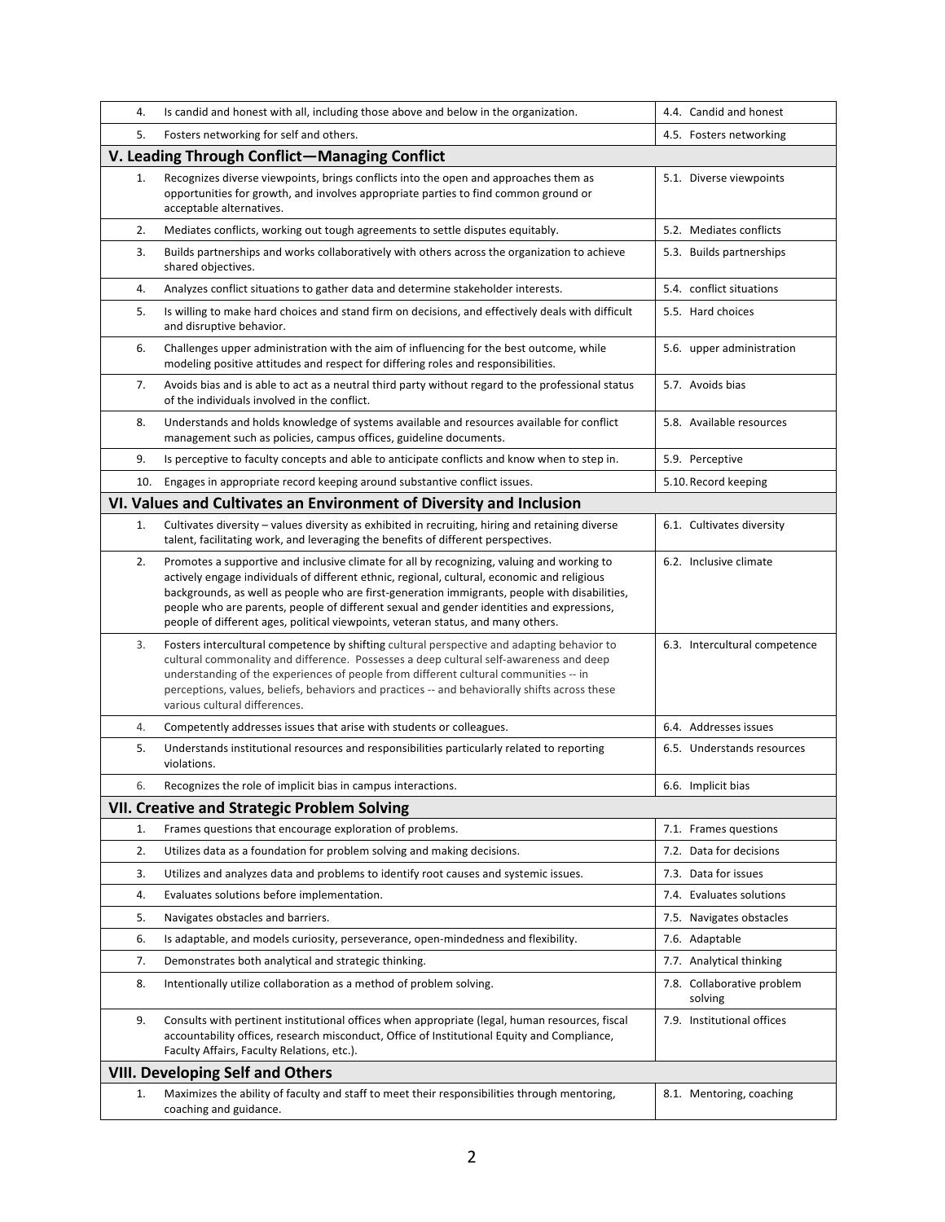| # | Description | Short Label |
|---|---|---|
| 4. | Is candid and honest with all, including those above and below in the organization. | 4.4. Candid and honest |
| 5. | Fosters networking for self and others. | 4.5. Fosters networking |
| **V. Leading Through Conflict—Managing Conflict** | | |
| 1. | Recognizes diverse viewpoints, brings conflicts into the open and approaches them as opportunities for growth, and involves appropriate parties to find common ground or acceptable alternatives. | 5.1. Diverse viewpoints |
| 2. | Mediates conflicts, working out tough agreements to settle disputes equitably. | 5.2. Mediates conflicts |
| 3. | Builds partnerships and works collaboratively with others across the organization to achieve shared objectives. | 5.3. Builds partnerships |
| 4. | Analyzes conflict situations to gather data and determine stakeholder interests. | 5.4. conflict situations |
| 5. | Is willing to make hard choices and stand firm on decisions, and effectively deals with difficult and disruptive behavior. | 5.5. Hard choices |
| 6. | Challenges upper administration with the aim of influencing for the best outcome, while modeling positive attitudes and respect for differing roles and responsibilities. | 5.6. upper administration |
| 7. | Avoids bias and is able to act as a neutral third party without regard to the professional status of the individuals involved in the conflict. | 5.7. Avoids bias |
| 8. | Understands and holds knowledge of systems available and resources available for conflict management such as policies, campus offices, guideline documents. | 5.8. Available resources |
| 9. | Is perceptive to faculty concepts and able to anticipate conflicts and know when to step in. | 5.9. Perceptive |
| 10. | Engages in appropriate record keeping around substantive conflict issues. | 5.10. Record keeping |
| **VI. Values and Cultivates an Environment of Diversity and Inclusion** | | |
| 1. | Cultivates diversity – values diversity as exhibited in recruiting, hiring and retaining diverse talent, facilitating work, and leveraging the benefits of different perspectives. | 6.1. Cultivates diversity |
| 2. | Promotes a supportive and inclusive climate for all by recognizing, valuing and working to actively engage individuals of different ethnic, regional, cultural, economic and religious backgrounds, as well as people who are first-generation immigrants, people with disabilities, people who are parents, people of different sexual and gender identities and expressions, people of different ages, political viewpoints, veteran status, and many others. | 6.2. Inclusive climate |
| 3. | Fosters intercultural competence by shifting cultural perspective and adapting behavior to cultural commonality and difference. Possesses a deep cultural self-awareness and deep understanding of the experiences of people from different cultural communities -- in perceptions, values, beliefs, behaviors and practices -- and behaviorally shifts across these various cultural differences. | 6.3. Intercultural competence |
| 4. | Competently addresses issues that arise with students or colleagues. | 6.4. Addresses issues |
| 5. | Understands institutional resources and responsibilities particularly related to reporting violations. | 6.5. Understands resources |
| 6. | Recognizes the role of implicit bias in campus interactions. | 6.6. Implicit bias |
| **VII. Creative and Strategic Problem Solving** | | |
| 1. | Frames questions that encourage exploration of problems. | 7.1. Frames questions |
| 2. | Utilizes data as a foundation for problem solving and making decisions. | 7.2. Data for decisions |
| 3. | Utilizes and analyzes data and problems to identify root causes and systemic issues. | 7.3. Data for issues |
| 4. | Evaluates solutions before implementation. | 7.4. Evaluates solutions |
| 5. | Navigates obstacles and barriers. | 7.5. Navigates obstacles |
| 6. | Is adaptable, and models curiosity, perseverance, open-mindedness and flexibility. | 7.6. Adaptable |
| 7. | Demonstrates both analytical and strategic thinking. | 7.7. Analytical thinking |
| 8. | Intentionally utilize collaboration as a method of problem solving. | 7.8. Collaborative problem solving |
| 9. | Consults with pertinent institutional offices when appropriate (legal, human resources, fiscal accountability offices, research misconduct, Office of Institutional Equity and Compliance, Faculty Affairs, Faculty Relations, etc.). | 7.9. Institutional offices |
| **VIII. Developing Self and Others** | | |
| 1. | Maximizes the ability of faculty and staff to meet their responsibilities through mentoring, coaching and guidance. | 8.1. Mentoring, coaching |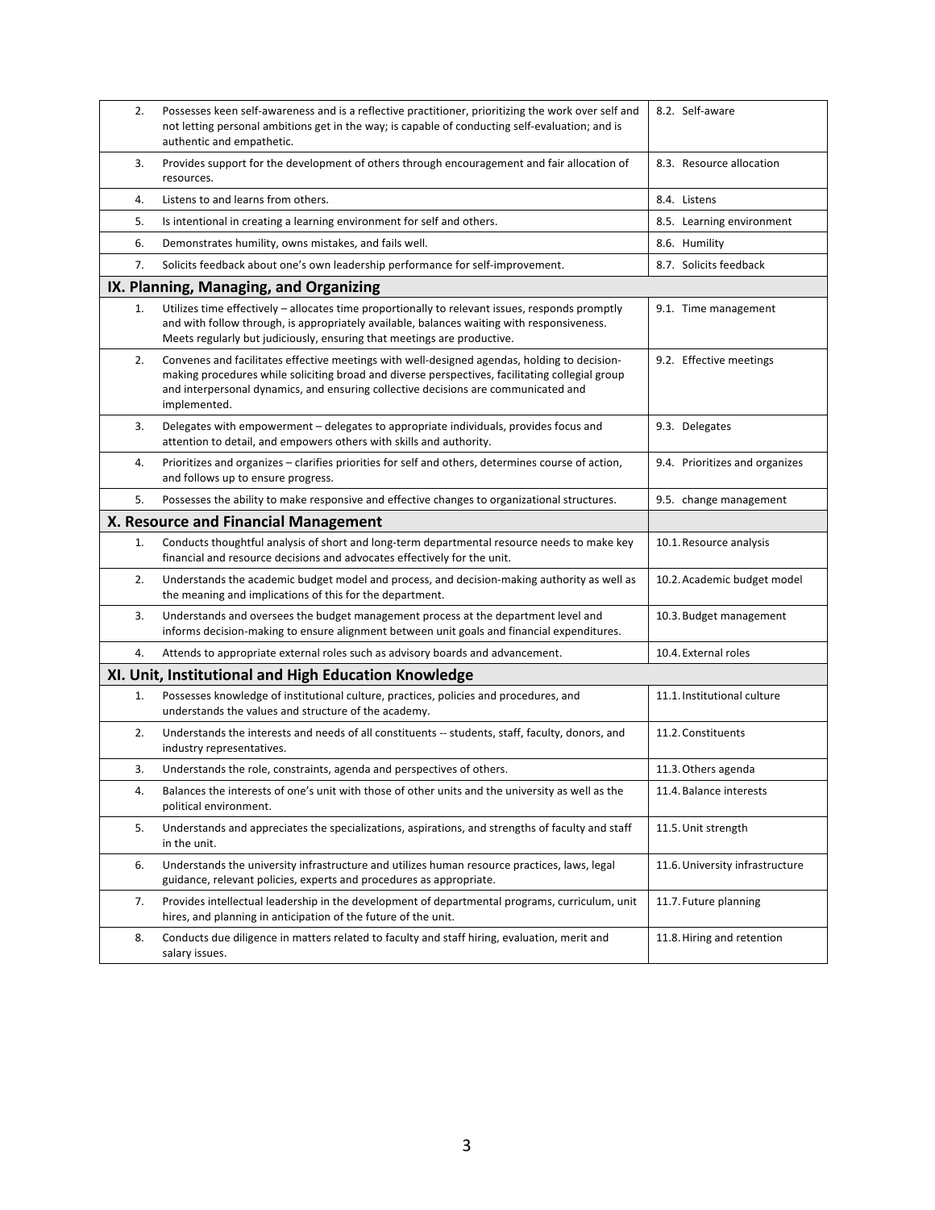| | | |
|---|---|---|
| 2. | Possesses keen self-awareness and is a reflective practitioner, prioritizing the work over self and not letting personal ambitions get in the way; is capable of conducting self-evaluation; and is authentic and empathetic. | 8.2. Self-aware |
| 3. | Provides support for the development of others through encouragement and fair allocation of resources. | 8.3. Resource allocation |
| 4. | Listens to and learns from others. | 8.4. Listens |
| 5. | Is intentional in creating a learning environment for self and others. | 8.5. Learning environment |
| 6. | Demonstrates humility, owns mistakes, and fails well. | 8.6. Humility |
| 7. | Solicits feedback about one's own leadership performance for self-improvement. | 8.7. Solicits feedback |
| **IX. Planning, Managing, and Organizing** | | |
| 1. | Utilizes time effectively – allocates time proportionally to relevant issues, responds promptly and with follow through, is appropriately available, balances waiting with responsiveness. Meets regularly but judiciously, ensuring that meetings are productive. | 9.1. Time management |
| 2. | Convenes and facilitates effective meetings with well-designed agendas, holding to decision-making procedures while soliciting broad and diverse perspectives, facilitating collegial group and interpersonal dynamics, and ensuring collective decisions are communicated and implemented. | 9.2. Effective meetings |
| 3. | Delegates with empowerment – delegates to appropriate individuals, provides focus and attention to detail, and empowers others with skills and authority. | 9.3. Delegates |
| 4. | Prioritizes and organizes – clarifies priorities for self and others, determines course of action, and follows up to ensure progress. | 9.4. Prioritizes and organizes |
| 5. | Possesses the ability to make responsive and effective changes to organizational structures. | 9.5. change management |
| **X. Resource and Financial Management** | | |
| 1. | Conducts thoughtful analysis of short and long-term departmental resource needs to make key financial and resource decisions and advocates effectively for the unit. | 10.1. Resource analysis |
| 2. | Understands the academic budget model and process, and decision-making authority as well as the meaning and implications of this for the department. | 10.2. Academic budget model |
| 3. | Understands and oversees the budget management process at the department level and informs decision-making to ensure alignment between unit goals and financial expenditures. | 10.3. Budget management |
| 4. | Attends to appropriate external roles such as advisory boards and advancement. | 10.4. External roles |
| **XI. Unit, Institutional and High Education Knowledge** | | |
| 1. | Possesses knowledge of institutional culture, practices, policies and procedures, and understands the values and structure of the academy. | 11.1. Institutional culture |
| 2. | Understands the interests and needs of all constituents -- students, staff, faculty, donors, and industry representatives. | 11.2. Constituents |
| 3. | Understands the role, constraints, agenda and perspectives of others. | 11.3. Others agenda |
| 4. | Balances the interests of one's unit with those of other units and the university as well as the political environment. | 11.4. Balance interests |
| 5. | Understands and appreciates the specializations, aspirations, and strengths of faculty and staff in the unit. | 11.5. Unit strength |
| 6. | Understands the university infrastructure and utilizes human resource practices, laws, legal guidance, relevant policies, experts and procedures as appropriate. | 11.6. University infrastructure |
| 7. | Provides intellectual leadership in the development of departmental programs, curriculum, unit hires, and planning in anticipation of the future of the unit. | 11.7. Future planning |
| 8. | Conducts due diligence in matters related to faculty and staff hiring, evaluation, merit and salary issues. | 11.8. Hiring and retention |